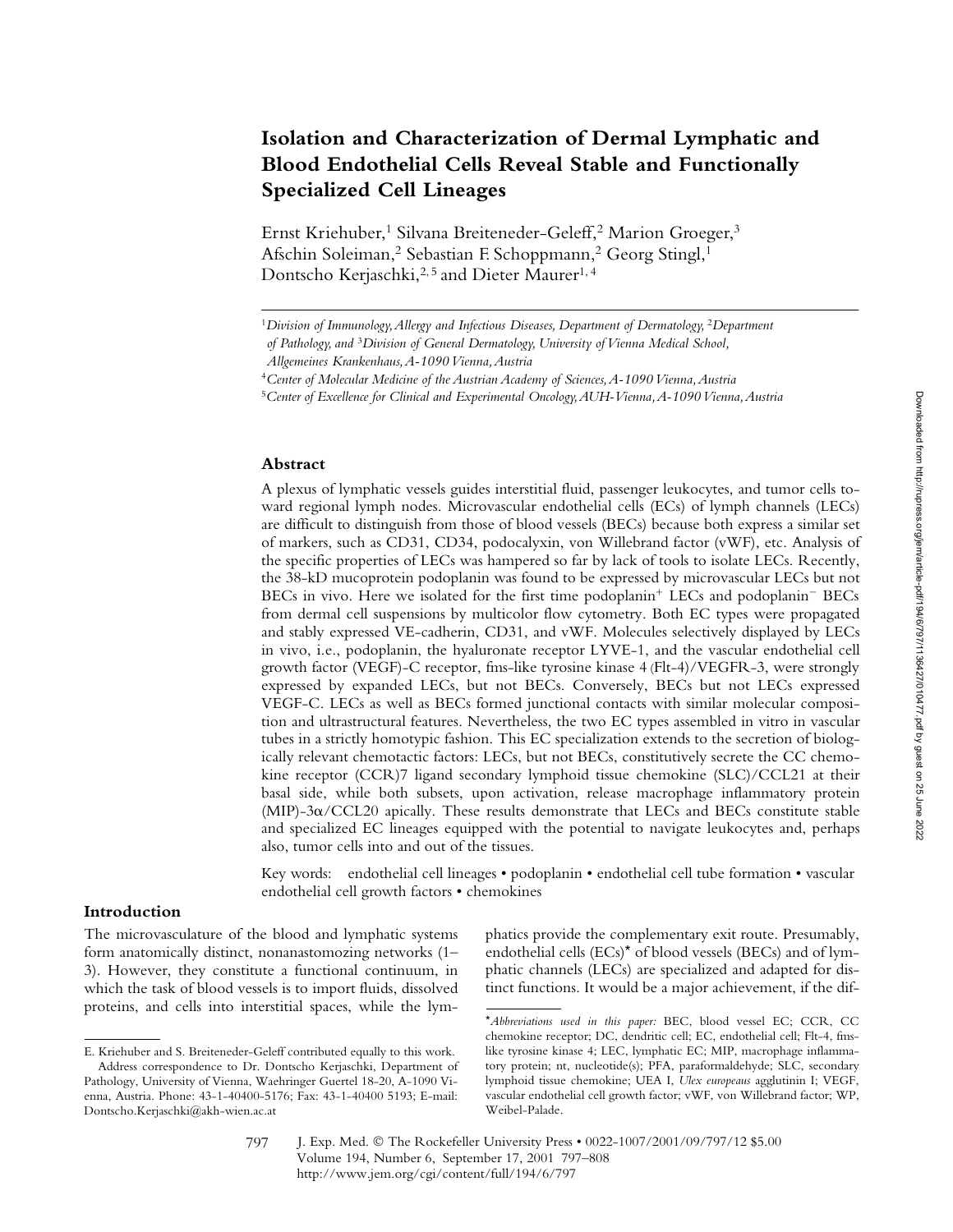# Isolation and Characterization of Dermal Lymphatic and Blood Endothelial Cells Reveal Stable and Functionally Specialized Cell Lineages

Ernst Kriehuber,[1] Silvana Breiteneder-Geleff,[2] Marion Groeger,[3] Afschin Soleiman,[2] Sebastian F. Schoppmann,[2] Georg Stingl,[1] Dontscho Kerjaschki,[2,5] and Dieter Maurer[1,4]

[1]*Division of Immunology, Allergy and Infectious Diseases, Department of Dermatology,* [2]*Department of Pathology, and* [3]*Division of General Dermatology, University of Vienna Medical School, Allgemeines Krankenhaus, A-1090 Vienna, Austria*

[4]*Center of Molecular Medicine of the Austrian Academy of Sciences, A-1090 Vienna, Austria*

[5]*Center of Excellence for Clinical and Experimental Oncology, AUH-Vienna, A-1090 Vienna, Austria*

## Abstract

A plexus of lymphatic vessels guides interstitial fluid, passenger leukocytes, and tumor cells toward regional lymph nodes. Microvascular endothelial cells (ECs) of lymph channels (LECs) are difficult to distinguish from those of blood vessels (BECs) because both express a similar set of markers, such as CD31, CD34, podocalyxin, von Willebrand factor (vWF), etc. Analysis of the specific properties of LECs was hampered so far by lack of tools to isolate LECs. Recently, the 38-kD mucoprotein podoplanin was found to be expressed by microvascular LECs but not BECs in vivo. Here we isolated for the first time podoplanin$^{+}$ LECs and podoplanin$^{-}$ BECs from dermal cell suspensions by multicolor flow cytometry. Both EC types were propagated and stably expressed VE-cadherin, CD31, and vWF. Molecules selectively displayed by LECs in vivo, i.e., podoplanin, the hyaluronate receptor LYVE-1, and the vascular endothelial cell growth factor (VEGF)-C receptor, fms-like tyrosine kinase 4 (Flt-4)/VEGFR-3, were strongly expressed by expanded LECs, but not BECs. Conversely, BECs but not LECs expressed VEGF-C. LECs as well as BECs formed junctional contacts with similar molecular composition and ultrastructural features. Nevertheless, the two EC types assembled in vitro in vascular tubes in a strictly homotypic fashion. This EC specialization extends to the secretion of biologically relevant chemotactic factors: LECs, but not BECs, constitutively secrete the CC chemokine receptor (CCR)7 ligand secondary lymphoid tissue chemokine (SLC)/CCL21 at their basal side, while both subsets, upon activation, release macrophage inflammatory protein (MIP)-3α/CCL20 apically. These results demonstrate that LECs and BECs constitute stable and specialized EC lineages equipped with the potential to navigate leukocytes and, perhaps also, tumor cells into and out of the tissues.

Key words: endothelial cell lineages • podoplanin • endothelial cell tube formation • vascular endothelial cell growth factors • chemokines

## Introduction

The microvasculature of the blood and lymphatic systems form anatomically distinct, nonanastomozing networks (1–3). However, they constitute a functional continuum, in which the task of blood vessels is to import fluids, dissolved proteins, and cells into interstitial spaces, while the lymphatics provide the complementary exit route. Presumably, endothelial cells (ECs)* of blood vessels (BECs) and of lymphatic channels (LECs) are specialized and adapted for distinct functions. It would be a major achievement, if the dif-

E. Kriehuber and S. Breiteneder-Geleff contributed equally to this work.

Address correspondence to Dr. Dontscho Kerjaschki, Department of Pathology, University of Vienna, Waehringer Guertel 18-20, A-1090 Vienna, Austria. Phone: 43-1-40400-5176; Fax: 43-1-40400 5193; E-mail: Dontscho.Kerjaschki@akh-wien.ac.at

*\*Abbreviations used in this paper:* BEC, blood vessel EC; CCR, CC chemokine receptor; DC, dendritic cell; EC, endothelial cell; Flt-4, fms-like tyrosine kinase 4; LEC, lymphatic EC; MIP, macrophage inflammatory protein; nt, nucleotide(s); PFA, paraformaldehyde; SLC, secondary lymphoid tissue chemokine; UEA I, *Ulex europeaus* agglutinin I; VEGF, vascular endothelial cell growth factor; vWF, von Willebrand factor; WP, Weibel-Palade.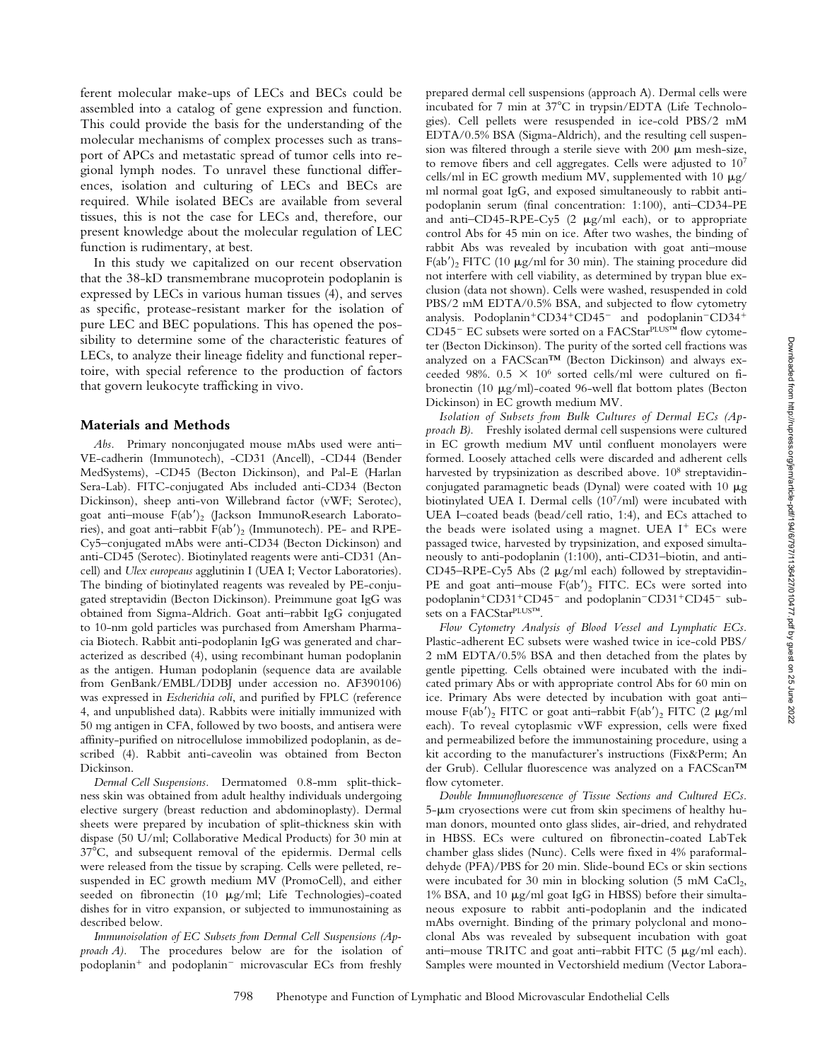ferent molecular make-ups of LECs and BECs could be assembled into a catalog of gene expression and function. This could provide the basis for the understanding of the molecular mechanisms of complex processes such as transport of APCs and metastatic spread of tumor cells into regional lymph nodes. To unravel these functional differences, isolation and culturing of LECs and BECs are required. While isolated BECs are available from several tissues, this is not the case for LECs and, therefore, our present knowledge about the molecular regulation of LEC function is rudimentary, at best.

In this study we capitalized on our recent observation that the 38-kD transmembrane mucoprotein podoplanin is expressed by LECs in various human tissues (4), and serves as specific, protease-resistant marker for the isolation of pure LEC and BEC populations. This has opened the possibility to determine some of the characteristic features of LECs, to analyze their lineage fidelity and functional repertoire, with special reference to the production of factors that govern leukocyte trafficking in vivo.

## Materials and Methods

*Abs.* Primary nonconjugated mouse mAbs used were anti–VE-cadherin (Immunotech), -CD31 (Ancell), -CD44 (Bender MedSystems), -CD45 (Becton Dickinson), and Pal-E (Harlan Sera-Lab). FITC-conjugated Abs included anti-CD34 (Becton Dickinson), sheep anti–von Willebrand factor (vWF; Serotec), goat anti–mouse F(ab′)$_2$ (Jackson ImmunoResearch Laboratories), and goat anti–rabbit F(ab′)$_2$ (Immunotech). PE- and RPE-Cy5–conjugated mAbs were anti-CD34 (Becton Dickinson) and anti-CD45 (Serotec). Biotinylated reagents were anti-CD31 (Ancell) and *Ulex europeaus* agglutinin I (UEA I; Vector Laboratories). The binding of biotinylated reagents was revealed by PE-conjugated streptavidin (Becton Dickinson). Preimmune goat IgG was obtained from Sigma-Aldrich. Goat anti–rabbit IgG conjugated to 10-nm gold particles was purchased from Amersham Pharmacia Biotech. Rabbit anti-podoplanin IgG was generated and characterized as described (4), using recombinant human podoplanin as the antigen. Human podoplanin (sequence data are available from GenBank/EMBL/DDBJ under accession no. AF390106) was expressed in *Escherichia coli*, and purified by FPLC (reference 4, and unpublished data). Rabbits were initially immunized with 50 mg antigen in CFA, followed by two boosts, and antisera were affinity-purified on nitrocellulose immobilized podoplanin, as described (4). Rabbit anti-caveolin was obtained from Becton Dickinson.

*Dermal Cell Suspensions.* Dermatomed 0.8-mm split-thickness skin was obtained from adult healthy individuals undergoing elective surgery (breast reduction and abdominoplasty). Dermal sheets were prepared by incubation of split-thickness skin with dispase (50 U/ml; Collaborative Medical Products) for 30 min at 37°C, and subsequent removal of the epidermis. Dermal cells were released from the tissue by scraping. Cells were pelleted, resuspended in EC growth medium MV (PromoCell), and either seeded on fibronectin (10 μg/ml; Life Technologies)-coated dishes for in vitro expansion, or subjected to immunostaining as described below.

*Immunoisolation of EC Subsets from Dermal Cell Suspensions (Approach A).* The procedures below are for the isolation of podoplanin$^+$ and podoplanin$^-$ microvascular ECs from freshly prepared dermal cell suspensions (approach A). Dermal cells were incubated for 7 min at 37°C in trypsin/EDTA (Life Technologies). Cell pellets were resuspended in ice-cold PBS/2 mM EDTA/0.5% BSA (Sigma-Aldrich), and the resulting cell suspension was filtered through a sterile sieve with 200 μm mesh-size, to remove fibers and cell aggregates. Cells were adjusted to $10^7$ cells/ml in EC growth medium MV, supplemented with 10 μg/ml normal goat IgG, and exposed simultaneously to rabbit anti-podoplanin serum (final concentration: 1:100), anti–CD34-PE and anti–CD45-RPE-Cy5 (2 μg/ml each), or to appropriate control Abs for 45 min on ice. After two washes, the binding of rabbit Abs was revealed by incubation with goat anti–mouse F(ab′)$_2$ FITC (10 μg/ml for 30 min). The staining procedure did not interfere with cell viability, as determined by trypan blue exclusion (data not shown). Cells were washed, resuspended in cold PBS/2 mM EDTA/0.5% BSA, and subjected to flow cytometry analysis. Podoplanin$^+$CD34$^+$CD45$^-$ and podoplanin$^-$CD34$^+$CD45$^-$ EC subsets were sorted on a FACStar$^{PLUS}$™ flow cytometer (Becton Dickinson). The purity of the sorted cell fractions was analyzed on a FACScan™ (Becton Dickinson) and always exceeded 98%. $0.5 \times 10^6$ sorted cells/ml were cultured on fibronectin (10 μg/ml)-coated 96-well flat bottom plates (Becton Dickinson) in EC growth medium MV.

*Isolation of Subsets from Bulk Cultures of Dermal ECs (Approach B).* Freshly isolated dermal cell suspensions were cultured in EC growth medium MV until confluent monolayers were formed. Loosely attached cells were discarded and adherent cells harvested by trypsinization as described above. $10^8$ streptavidin-conjugated paramagnetic beads (Dynal) were coated with 10 μg biotinylated UEA I. Dermal cells ($10^7$/ml) were incubated with UEA I–coated beads (bead/cell ratio, 1:4), and ECs attached to the beads were isolated using a magnet. UEA I$^+$ ECs were passaged twice, harvested by trypsinization, and exposed simultaneously to anti-podoplanin (1:100), anti-CD31–biotin, and anti-CD45–RPE-Cy5 Abs (2 μg/ml each) followed by streptavidin-PE and goat anti–mouse F(ab′)$_2$ FITC. ECs were sorted into podoplanin$^+$CD31$^+$CD45$^-$ and podoplanin$^-$CD31$^+$CD45$^-$ subsets on a FACStar$^{PLUS}$™.

*Flow Cytometry Analysis of Blood Vessel and Lymphatic ECs.* Plastic-adherent EC subsets were washed twice in ice-cold PBS/2 mM EDTA/0.5% BSA and then detached from the plates by gentle pipetting. Cells obtained were incubated with the indicated primary Abs or with appropriate control Abs for 60 min on ice. Primary Abs were detected by incubation with goat anti–mouse F(ab′)$_2$ FITC or goat anti–rabbit F(ab′)$_2$ FITC (2 μg/ml each). To reveal cytoplasmic vWF expression, cells were fixed and permeabilized before the immunostaining procedure, using a kit according to the manufacturer's instructions (Fix&Perm; An der Grub). Cellular fluorescence was analyzed on a FACScan™ flow cytometer.

*Double Immunofluorescence of Tissue Sections and Cultured ECs.* 5-μm cryosections were cut from skin specimens of healthy human donors, mounted onto glass slides, air-dried, and rehydrated in HBSS. ECs were cultured on fibronectin-coated LabTek chamber glass slides (Nunc). Cells were fixed in 4% paraformaldehyde (PFA)/PBS for 20 min. Slide-bound ECs or skin sections were incubated for 30 min in blocking solution (5 mM $CaCl_2$, 1% BSA, and 10 μg/ml goat IgG in HBSS) before their simultaneous exposure to rabbit anti-podoplanin and the indicated mAbs overnight. Binding of the primary polyclonal and monoclonal Abs was revealed by subsequent incubation with goat anti–mouse TRITC and goat anti–rabbit FITC (5 μg/ml each). Samples were mounted in Vectorshield medium (Vector Labora-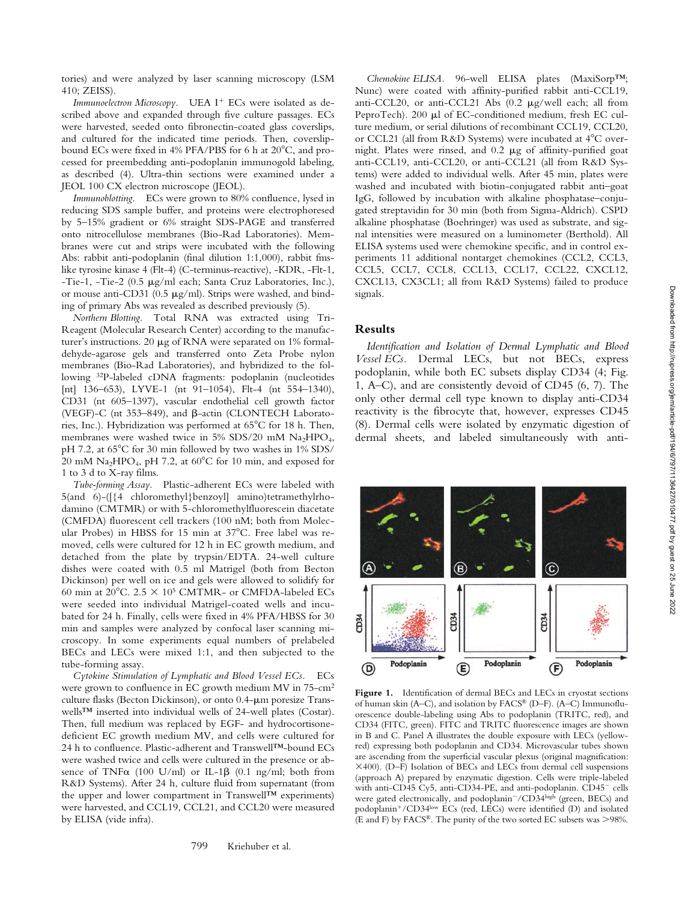tories) and were analyzed by laser scanning microscopy (LSM 410; ZEISS).

*Immunoelectron Microscopy.* UEA I$^+$ ECs were isolated as described above and expanded through five culture passages. ECs were harvested, seeded onto fibronectin-coated glass coverslips, and cultured for the indicated time periods. Then, coverslip-bound ECs were fixed in 4% PFA/PBS for 6 h at 20°C, and processed for preembedding anti-podoplanin immunogold labeling, as described (4). Ultra-thin sections were examined under a JEOL 100 CX electron microscope (JEOL).

*Immunoblotting.* ECs were grown to 80% confluence, lysed in reducing SDS sample buffer, and proteins were electrophoresed by 5–15% gradient or 6% straight SDS-PAGE and transferred onto nitrocellulose membranes (Bio-Rad Laboratories). Membranes were cut and strips were incubated with the following Abs: rabbit anti-podoplanin (final dilution 1:1,000), rabbit fms-like tyrosine kinase 4 (Flt-4) (C-terminus-reactive), -KDR, -Flt-1, -Tie-1, -Tie-2 (0.5 μg/ml each; Santa Cruz Laboratories, Inc.), or mouse anti-CD31 (0.5 μg/ml). Strips were washed, and binding of primary Abs was revealed as described previously (5).

*Northern Blotting.* Total RNA was extracted using Tri-Reagent (Molecular Research Center) according to the manufacturer's instructions. 20 μg of RNA were separated on 1% formaldehyde-agarose gels and transferred onto Zeta Probe nylon membranes (Bio-Rad Laboratories), and hybridized to the following $^{32}$P-labeled cDNA fragments: podoplanin (nucleotides [nt] 136–653), LYVE-1 (nt 91–1054), Flt-4 (nt 554–1340), CD31 (nt 605–1397), vascular endothelial cell growth factor (VEGF)-C (nt 353–849), and β-actin (CLONTECH Laboratories, Inc.). Hybridization was performed at 65°C for 18 h. Then, membranes were washed twice in 5% SDS/20 mM $Na_2HPO_4$, pH 7.2, at 65°C for 30 min followed by two washes in 1% SDS/20 mM $Na_2HPO_4$, pH 7.2, at 60°C for 10 min, and exposed for 1 to 3 d to X-ray films.

*Tube-forming Assay.* Plastic-adherent ECs were labeled with 5(and 6)-([{4 chloromethyl}benzoyl] amino)tetramethylrhodamino (CMTMR) or with 5-chloromethylfluorescein diacetate (CMFDA) fluorescent cell trackers (100 nM; both from Molecular Probes) in HBSS for 15 min at 37°C. Free label was removed, cells were cultured for 12 h in EC growth medium, and detached from the plate by trypsin/EDTA. 24-well culture dishes were coated with 0.5 ml Matrigel (both from Becton Dickinson) per well on ice and gels were allowed to solidify for 60 min at 20°C. 2.5 × $10^5$ CMTMR- or CMFDA-labeled ECs were seeded into individual Matrigel-coated wells and incubated for 24 h. Finally, cells were fixed in 4% PFA/HBSS for 30 min and samples were analyzed by confocal laser scanning microscopy. In some experiments equal numbers of prelabeled BECs and LECs were mixed 1:1, and then subjected to the tube-forming assay.

*Cytokine Stimulation of Lymphatic and Blood Vessel ECs.* ECs were grown to confluence in EC growth medium MV in 75-cm$^2$ culture flasks (Becton Dickinson), or onto 0.4-μm poresize Transwells™ inserted into individual wells of 24-well plates (Costar). Then, full medium was replaced by EGF- and hydrocortisone-deficient EC growth medium MV, and cells were cultured for 24 h to confluence. Plastic-adherent and Transwell™-bound ECs were washed twice and cells were cultured in the presence or absence of TNFα (100 U/ml) or IL-1β (0.1 ng/ml; both from R&D Systems). After 24 h, culture fluid from supernatant (from the upper and lower compartment in Transwell™ experiments) were harvested, and CCL19, CCL21, and CCL20 were measured by ELISA (vide infra).

*Chemokine ELISA.* 96-well ELISA plates (MaxiSorp™; Nunc) were coated with affinity-purified rabbit anti-CCL19, anti-CCL20, or anti-CCL21 Abs (0.2 μg/well each; all from PeproTech). 200 μl of EC-conditioned medium, fresh EC culture medium, or serial dilutions of recombinant CCL19, CCL20, or CCL21 (all from R&D Systems) were incubated at 4°C overnight. Plates were rinsed, and 0.2 μg of affinity-purified goat anti-CCL19, anti-CCL20, or anti-CCL21 (all from R&D Systems) were added to individual wells. After 45 min, plates were washed and incubated with biotin-conjugated rabbit anti–goat IgG, followed by incubation with alkaline phosphatase–conjugated streptavidin for 30 min (both from Sigma-Aldrich). CSPD alkaline phosphatase (Boehringer) was used as substrate, and signal intensities were measured on a luminometer (Berthold). All ELISA systems used were chemokine specific, and in control experiments 11 additional nontarget chemokines (CCL2, CCL3, CCL5, CCL7, CCL8, CCL13, CCL17, CCL22, CXCL12, CXCL13, CX3CL1; all from R&D Systems) failed to produce signals.

## Results

*Identification and Isolation of Dermal Lymphatic and Blood Vessel ECs.* Dermal LECs, but not BECs, express podoplanin, while both EC subsets display CD34 (4; Fig. 1, A–C), and are consistently devoid of CD45 (6, 7). The only other dermal cell type known to display anti-CD34 reactivity is the fibrocyte that, however, expresses CD45 (8). Dermal cells were isolated by enzymatic digestion of dermal sheets, and labeled simultaneously with anti-

**Figure 1.** Identification of dermal BECs and LECs in cryostat sections of human skin (A–C), and isolation by FACS® (D–F). (A–C) Immunofluorescence double-labeling using Abs to podoplanin (TRITC, red), and CD34 (FITC, green). FITC and TRITC fluorescence images are shown in B and C. Panel A illustrates the double exposure with LECs (yellow-red) expressing both podoplanin and CD34. Microvascular tubes shown are ascending from the superficial vascular plexus (original magnification: ×400). (D–F) Isolation of BECs and LECs from dermal cell suspensions (approach A) prepared by enzymatic digestion. Cells were triple-labeled with anti-CD45 Cy5, anti-CD34-PE, and anti-podoplanin. CD45$^-$ cells were gated electronically, and podoplanin$^-$/CD34$^{high}$ (green, BECs) and podoplanin$^+$/CD34$^{low}$ ECs (red, LECs) were identified (D) and isolated (E and F) by FACS®. The purity of the two sorted EC subsets was >98%.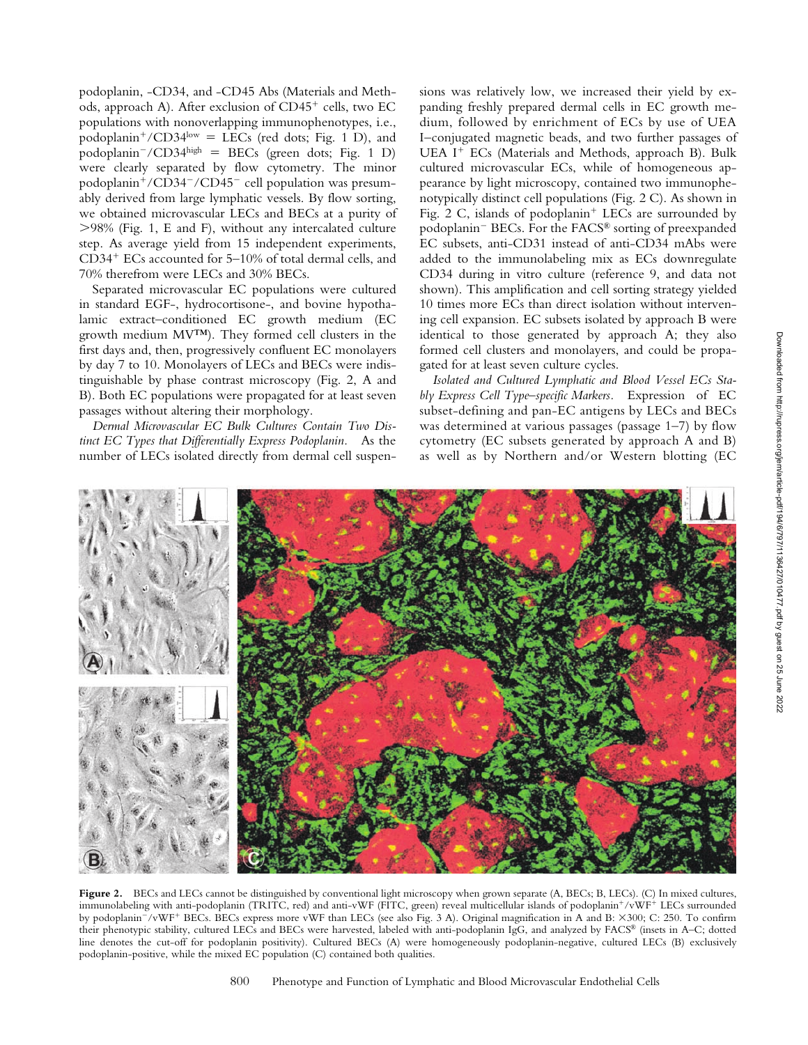podoplanin, -CD34, and -CD45 Abs (Materials and Methods, approach A). After exclusion of CD45$^+$ cells, two EC populations with nonoverlapping immunophenotypes, i.e., podoplanin$^+$/CD34$^{low}$ = LECs (red dots; Fig. 1 D), and podoplanin$^-$/CD34$^{high}$ = BECs (green dots; Fig. 1 D) were clearly separated by flow cytometry. The minor podoplanin$^+$/CD34$^-$/CD45$^-$ cell population was presumably derived from large lymphatic vessels. By flow sorting, we obtained microvascular LECs and BECs at a purity of >98% (Fig. 1, E and F), without any intercalated culture step. As average yield from 15 independent experiments, CD34$^+$ ECs accounted for 5–10% of total dermal cells, and 70% therefrom were LECs and 30% BECs.

Separated microvascular EC populations were cultured in standard EGF-, hydrocortisone-, and bovine hypothalamic extract–conditioned EC growth medium (EC growth medium MV™). They formed cell clusters in the first days and, then, progressively confluent EC monolayers by day 7 to 10. Monolayers of LECs and BECs were indistinguishable by phase contrast microscopy (Fig. 2, A and B). Both EC populations were propagated for at least seven passages without altering their morphology.

*Dermal Microvascular EC Bulk Cultures Contain Two Distinct EC Types that Differentially Express Podoplanin.* As the number of LECs isolated directly from dermal cell suspensions was relatively low, we increased their yield by expanding freshly prepared dermal cells in EC growth medium, followed by enrichment of ECs by use of UEA I–conjugated magnetic beads, and two further passages of UEA I$^+$ ECs (Materials and Methods, approach B). Bulk cultured microvascular ECs, while of homogeneous appearance by light microscopy, contained two immunophenotypically distinct cell populations (Fig. 2 C). As shown in Fig. 2 C, islands of podoplanin$^+$ LECs are surrounded by podoplanin$^-$ BECs. For the FACS® sorting of preexpanded EC subsets, anti-CD31 instead of anti-CD34 mAbs were added to the immunolabeling mix as ECs downregulate CD34 during in vitro culture (reference 9, and data not shown). This amplification and cell sorting strategy yielded 10 times more ECs than direct isolation without intervening cell expansion. EC subsets isolated by approach B were identical to those generated by approach A; they also formed cell clusters and monolayers, and could be propagated for at least seven culture cycles.

*Isolated and Cultured Lymphatic and Blood Vessel ECs Stably Express Cell Type–specific Markers.* Expression of EC subset-defining and pan-EC antigens by LECs and BECs was determined at various passages (passage 1–7) by flow cytometry (EC subsets generated by approach A and B) as well as by Northern and/or Western blotting (EC

**Figure 2.** BECs and LECs cannot be distinguished by conventional light microscopy when grown separate (A, BECs; B, LECs). (C) In mixed cultures, immunolabeling with anti-podoplanin (TRITC, red) and anti-vWF (FITC, green) reveal multicellular islands of podoplanin$^+$/vWF$^+$ LECs surrounded by podoplanin$^-$/vWF$^+$ BECs. BECs express more vWF than LECs (see also Fig. 3 A). Original magnification in A and B: ×300; C: 250. To confirm their phenotypic stability, cultured LECs and BECs were harvested, labeled with anti-podoplanin IgG, and analyzed by FACS® (insets in A–C; dotted line denotes the cut-off for podoplanin positivity). Cultured BECs (A) were homogeneously podoplanin-negative, cultured LECs (B) exclusively podoplanin-positive, while the mixed EC population (C) contained both qualities.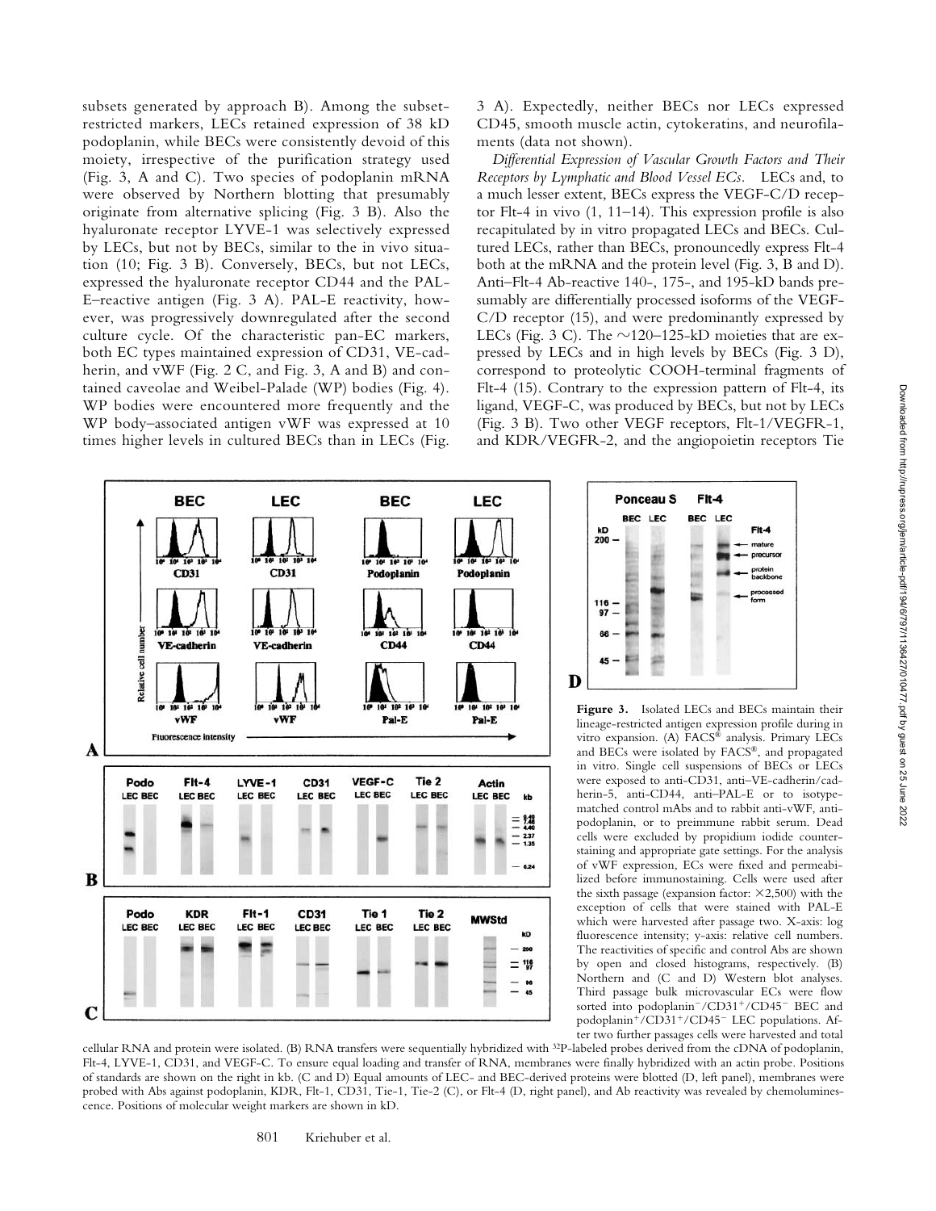subsets generated by approach B). Among the subset-restricted markers, LECs retained expression of 38 kD podoplanin, while BECs were consistently devoid of this moiety, irrespective of the purification strategy used (Fig. 3, A and C). Two species of podoplanin mRNA were observed by Northern blotting that presumably originate from alternative splicing (Fig. 3 B). Also the hyaluronate receptor LYVE-1 was selectively expressed by LECs, but not by BECs, similar to the in vivo situation (10; Fig. 3 B). Conversely, BECs, but not LECs, expressed the hyaluronate receptor CD44 and the PAL-E–reactive antigen (Fig. 3 A). PAL-E reactivity, however, was progressively downregulated after the second culture cycle. Of the characteristic pan-EC markers, both EC types maintained expression of CD31, VE-cadherin, and vWF (Fig. 2 C, and Fig. 3, A and B) and contained caveolae and Weibel-Palade (WP) bodies (Fig. 4). WP bodies were encountered more frequently and the WP body–associated antigen vWF was expressed at 10 times higher levels in cultured BECs than in LECs (Fig. 3 A). Expectedly, neither BECs nor LECs expressed CD45, smooth muscle actin, cytokeratins, and neurofilaments (data not shown).

*Differential Expression of Vascular Growth Factors and Their Receptors by Lymphatic and Blood Vessel ECs.* LECs and, to a much lesser extent, BECs express the VEGF-C/D receptor Flt-4 in vivo (1, 11–14). This expression profile is also recapitulated by in vitro propagated LECs and BECs. Cultured LECs, rather than BECs, pronouncedly express Flt-4 both at the mRNA and the protein level (Fig. 3, B and D). Anti–Flt-4 Ab-reactive 140-, 175-, and 195-kD bands presumably are differentially processed isoforms of the VEGF-C/D receptor (15), and were predominantly expressed by LECs (Fig. 3 C). The ~120–125-kD moieties that are expressed by LECs and in high levels by BECs (Fig. 3 D), correspond to proteolytic COOH-terminal fragments of Flt-4 (15). Contrary to the expression pattern of Flt-4, its ligand, VEGF-C, was produced by BECs, but not by LECs (Fig. 3 B). Two other VEGF receptors, Flt-1/VEGFR-1, and KDR/VEGFR-2, and the angiopoietin receptors Tie

**Figure 3.** Isolated LECs and BECs maintain their lineage-restricted antigen expression profile during in vitro expansion. (A) FACS® analysis. Primary LECs and BECs were isolated by FACS®, and propagated in vitro. Single cell suspensions of BECs or LECs were exposed to anti-CD31, anti–VE-cadherin/cadherin-5, anti-CD44, anti–PAL-E or to isotype-matched control mAbs and to rabbit anti-vWF, anti-podoplanin, or to preimmune rabbit serum. Dead cells were excluded by propidium iodide counterstaining and appropriate gate settings. For the analysis of vWF expression, ECs were fixed and permeabilized before immunostaining. Cells were used after the sixth passage (expansion factor: ×2,500) with the exception of cells that were stained with PAL-E which were harvested after passage two. X-axis: log fluorescence intensity; y-axis: relative cell numbers. The reactivities of specific and control Abs are shown by open and closed histograms, respectively. (B) Northern and (C and D) Western blot analyses. Third passage bulk microvascular ECs were flow sorted into podoplanin−/CD31+/CD45− BEC and podoplanin+/CD31+/CD45− LEC populations. After two further passages cells were harvested and total cellular RNA and protein were isolated. (B) RNA transfers were sequentially hybridized with $^{32}$P-labeled probes derived from the cDNA of podoplanin, Flt-4, LYVE-1, CD31, and VEGF-C. To ensure equal loading and transfer of RNA, membranes were finally hybridized with an actin probe. Positions of standards are shown on the right in kb. (C and D) Equal amounts of LEC- and BEC-derived proteins were blotted (D, left panel), membranes were probed with Abs against podoplanin, KDR, Flt-1, CD31, Tie-1, Tie-2 (C), or Flt-4 (D, right panel), and Ab reactivity was revealed by chemoluminescence. Positions of molecular weight markers are shown in kD.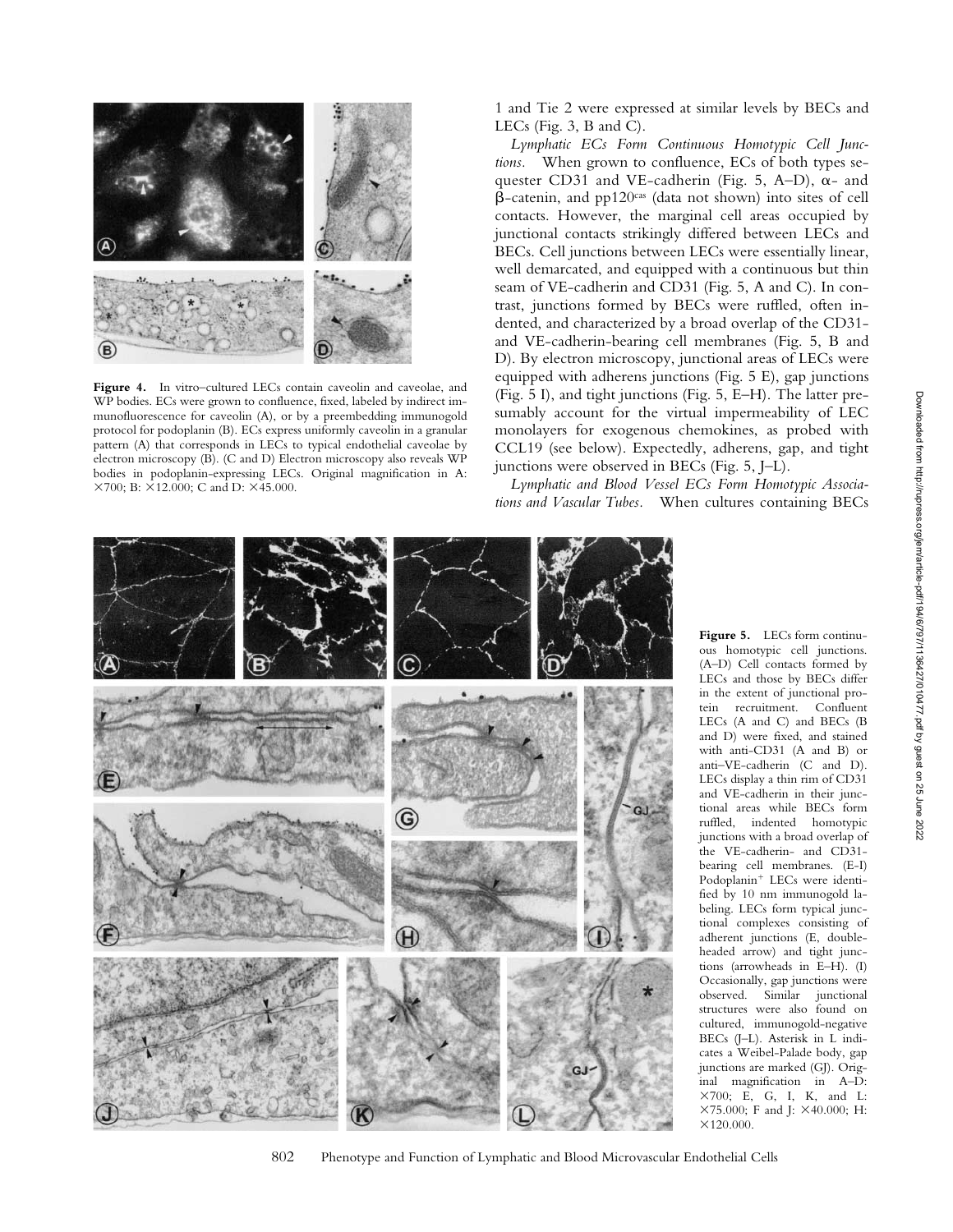**Figure 4.** In vitro–cultured LECs contain caveolin and caveolae, and WP bodies. ECs were grown to confluence, fixed, labeled by indirect immunofluorescence for caveolin (A), or by a preembedding immunogold protocol for podoplanin (B). ECs express uniformly caveolin in a granular pattern (A) that corresponds in LECs to typical endothelial caveolae by electron microscopy (B). (C and D) Electron microscopy also reveals WP bodies in podoplanin-expressing LECs. Original magnification in A: ×700; B: ×12.000; C and D: ×45.000.

1 and Tie 2 were expressed at similar levels by BECs and LECs (Fig. 3, B and C).

*Lymphatic ECs Form Continuous Homotypic Cell Junctions.* When grown to confluence, ECs of both types sequester CD31 and VE-cadherin (Fig. 5, A–D), α- and β-catenin, and pp120[cas] (data not shown) into sites of cell contacts. However, the marginal cell areas occupied by junctional contacts strikingly differed between LECs and BECs. Cell junctions between LECs were essentially linear, well demarcated, and equipped with a continuous but thin seam of VE-cadherin and CD31 (Fig. 5, A and C). In contrast, junctions formed by BECs were ruffled, often indented, and characterized by a broad overlap of the CD31- and VE-cadherin-bearing cell membranes (Fig. 5, B and D). By electron microscopy, junctional areas of LECs were equipped with adherens junctions (Fig. 5 E), gap junctions (Fig. 5 I), and tight junctions (Fig. 5, E–H). The latter presumably account for the virtual impermeability of LEC monolayers for exogenous chemokines, as probed with CCL19 (see below). Expectedly, adherens, gap, and tight junctions were observed in BECs (Fig. 5, J–L).

*Lymphatic and Blood Vessel ECs Form Homotypic Associations and Vascular Tubes.* When cultures containing BECs

**Figure 5.** LECs form continuous homotypic cell junctions. (A–D) Cell contacts formed by LECs and those by BECs differ in the extent of junctional protein recruitment. Confluent LECs (A and C) and BECs (B and D) were fixed, and stained with anti-CD31 (A and B) or anti–VE-cadherin (C and D). LECs display a thin rim of CD31 and VE-cadherin in their junctional areas while BECs form ruffled, indented homotypic junctions with a broad overlap of the VE-cadherin- and CD31-bearing cell membranes. (E–I) Podoplanin[+] LECs were identified by 10 nm immunogold labeling. LECs form typical junctional complexes consisting of adherent junctions (E, double-headed arrow) and tight junctions (arrowheads in E–H). (I) Occasionally, gap junctions were observed. Similar junctional structures were also found on cultured, immunogold-negative BECs (J–L). Asterisk in L indicates a Weibel-Palade body, gap junctions are marked (GJ). Original magnification in A–D: ×700; E, G, I, K, and L: ×75.000; F and J: ×40.000; H: ×120.000.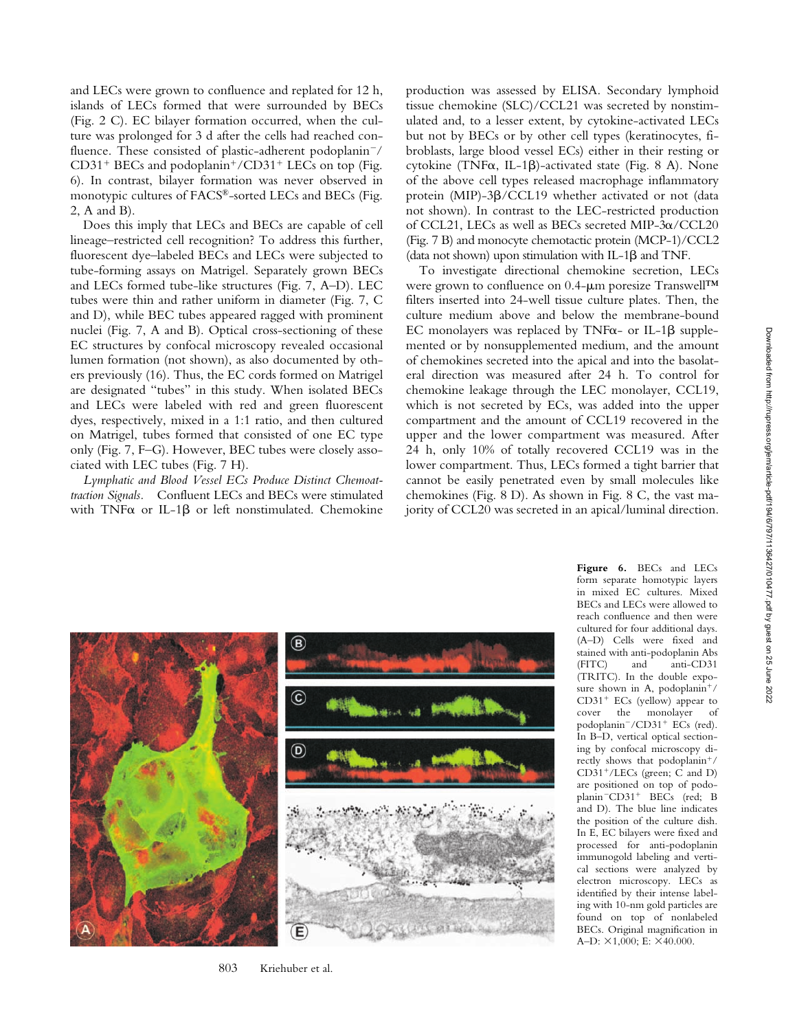and LECs were grown to confluence and replated for 12 h, islands of LECs formed that were surrounded by BECs (Fig. 2 C). EC bilayer formation occurred, when the culture was prolonged for 3 d after the cells had reached confluence. These consisted of plastic-adherent podoplanin−/CD31+ BECs and podoplanin+/CD31+ LECs on top (Fig. 6). In contrast, bilayer formation was never observed in monotypic cultures of FACS®-sorted LECs and BECs (Fig. 2, A and B).

Does this imply that LECs and BECs are capable of cell lineage–restricted cell recognition? To address this further, fluorescent dye–labeled BECs and LECs were subjected to tube-forming assays on Matrigel. Separately grown BECs and LECs formed tube-like structures (Fig. 7, A–D). LEC tubes were thin and rather uniform in diameter (Fig. 7, C and D), while BEC tubes appeared ragged with prominent nuclei (Fig. 7, A and B). Optical cross-sectioning of these EC structures by confocal microscopy revealed occasional lumen formation (not shown), as also documented by others previously (16). Thus, the EC cords formed on Matrigel are designated "tubes" in this study. When isolated BECs and LECs were labeled with red and green fluorescent dyes, respectively, mixed in a 1:1 ratio, and then cultured on Matrigel, tubes formed that consisted of one EC type only (Fig. 7, F–G). However, BEC tubes were closely associated with LEC tubes (Fig. 7 H).

*Lymphatic and Blood Vessel ECs Produce Distinct Chemoattraction Signals.* Confluent LECs and BECs were stimulated with TNFα or IL-1β or left nonstimulated. Chemokine production was assessed by ELISA. Secondary lymphoid tissue chemokine (SLC)/CCL21 was secreted by nonstimulated and, to a lesser extent, by cytokine-activated LECs but not by BECs or by other cell types (keratinocytes, fibroblasts, large blood vessel ECs) either in their resting or cytokine (TNFα, IL-1β)-activated state (Fig. 8 A). None of the above cell types released macrophage inflammatory protein (MIP)-3β/CCL19 whether activated or not (data not shown). In contrast to the LEC-restricted production of CCL21, LECs as well as BECs secreted MIP-3α/CCL20 (Fig. 7 B) and monocyte chemotactic protein (MCP-1)/CCL2 (data not shown) upon stimulation with IL-1β and TNF.

To investigate directional chemokine secretion, LECs were grown to confluence on 0.4-μm poresize Transwell™ filters inserted into 24-well tissue culture plates. Then, the culture medium above and below the membrane-bound EC monolayers was replaced by TNFα- or IL-1β supplemented or by nonsupplemented medium, and the amount of chemokines secreted into the apical and into the basolateral direction was measured after 24 h. To control for chemokine leakage through the LEC monolayer, CCL19, which is not secreted by ECs, was added into the upper compartment and the amount of CCL19 recovered in the upper and the lower compartment was measured. After 24 h, only 10% of totally recovered CCL19 was in the lower compartment. Thus, LECs formed a tight barrier that cannot be easily penetrated even by small molecules like chemokines (Fig. 8 D). As shown in Fig. 8 C, the vast majority of CCL20 was secreted in an apical/luminal direction.

**Figure 6.** BECs and LECs form separate homotypic layers in mixed EC cultures. Mixed BECs and LECs were allowed to reach confluence and then were cultured for four additional days. (A–D) Cells were fixed and stained with anti-podoplanin Abs (FITC) and anti-CD31 (TRITC). In the double exposure shown in A, podoplanin+/CD31+ ECs (yellow) appear to cover the monolayer of podoplanin−/CD31+ ECs (red). In B–D, vertical optical sectioning by confocal microscopy directly shows that podoplanin+/CD31+/LECs (green; C and D) are positioned on top of podoplanin−CD31+ BECs (red; B and D). The blue line indicates the position of the culture dish. In E, EC bilayers were fixed and processed for anti-podoplanin immunogold labeling and vertical sections were analyzed by electron microscopy. LECs as identified by their intense labeling with 10-nm gold particles are found on top of nonlabeled BECs. Original magnification in A–D: ×1,000; E: ×40.000.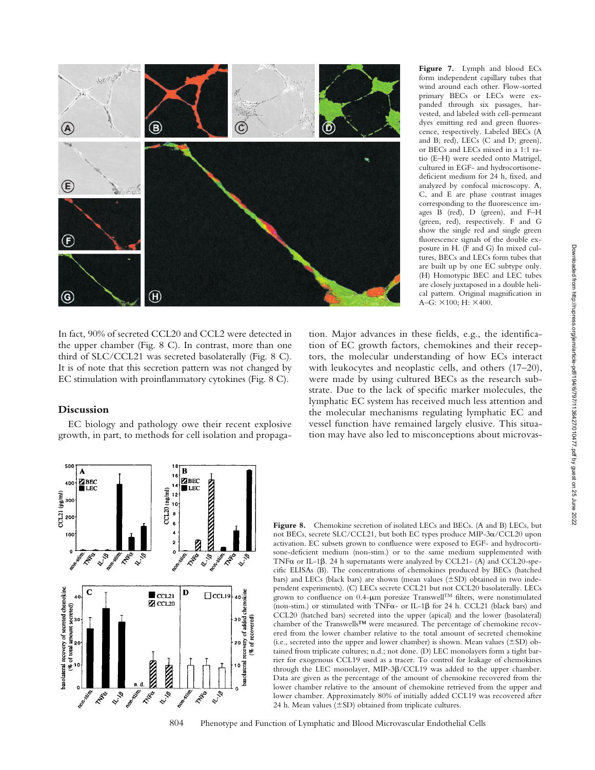**Figure 7.** Lymph and blood ECs form independent capillary tubes that wind around each other. Flow-sorted primary BECs or LECs were expanded through six passages, harvested, and labeled with cell-permeant dyes emitting red and green fluorescence, respectively. Labeled BECs (A and B; red), LECs (C and D; green), or BECs and LECs mixed in a 1:1 ratio (E–H) were seeded onto Matrigel, cultured in EGF- and hydrocortisone-deficient medium for 24 h, fixed, and analyzed by confocal microscopy. A, C, and E are phase contrast images corresponding to the fluorescence images B (red), D (green), and F–H (green, red), respectively. F and G show the single red and single green fluorescence signals of the double exposure in H. (F and G) In mixed cultures, BECs and LECs form tubes that are built up by one EC subtype only. (H) Homotypic BEC and LEC tubes are closely juxtaposed in a double helical pattern. Original magnification in A–G: ×100; H: ×400.

In fact, 90% of secreted CCL20 and CCL2 were detected in the upper chamber (Fig. 8 C). In contrast, more than one third of SLC/CCL21 was secreted basolaterally (Fig. 8 C). It is of note that this secretion pattern was not changed by EC stimulation with proinflammatory cytokines (Fig. 8 C).

## Discussion

EC biology and pathology owe their recent explosive growth, in part, to methods for cell isolation and propagation. Major advances in these fields, e.g., the identification of EC growth factors, chemokines and their receptors, the molecular understanding of how ECs interact with leukocytes and neoplastic cells, and others (17–20), were made by using cultured BECs as the research substrate. Due to the lack of specific marker molecules, the lymphatic EC system has received much less attention and the molecular mechanisms regulating lymphatic EC and vessel function have remained largely elusive. This situation may have also led to misconceptions about microvas-

**Figure 8.** Chemokine secretion of isolated LECs and BECs. (A and B) LECs, but not BECs, secrete SLC/CCL21, but both EC types produce MIP-3α/CCL20 upon activation. EC subsets grown to confluence were exposed to EGF- and hydrocortisone-deficient medium (non-stim.) or to the same medium supplemented with TNFα or IL-1β. 24 h supernatants were analyzed by CCL21- (A) and CCL20-specific ELISAs (B). The concentrations of chemokines produced by BECs (hatched bars) and LECs (black bars) are shown (mean values (±SD) obtained in two independent experiments). (C) LECs secrete CCL21 but not CCL20 basolaterally. LECs grown to confluence on 0.4-μm poresize Transwell™ filters, were nonstimulated (non-stim.) or stimulated with TNFα- or IL-1β for 24 h. CCL21 (black bars) and CCL20 (hatched bars) secreted into the upper (apical) and the lower (basolateral) chamber of the Transwells™ were measured. The percentage of chemokine recovered from the lower chamber relative to the total amount of secreted chemokine (i.e., secreted into the upper and lower chamber) is shown. Mean values (±SD) obtained from triplicate cultures; n.d.; not done. (D) LEC monolayers form a tight barrier for exogenous CCL19 used as a tracer. To control for leakage of chemokines through the LEC monolayer, MIP-3β/CCL19 was added to the upper chamber. Data are given as the percentage of the amount of chemokine recovered from the lower chamber relative to the amount of chemokine retrieved from the upper and lower chamber. Approximately 80% of initially added CCL19 was recovered after 24 h. Mean values (±SD) obtained from triplicate cultures.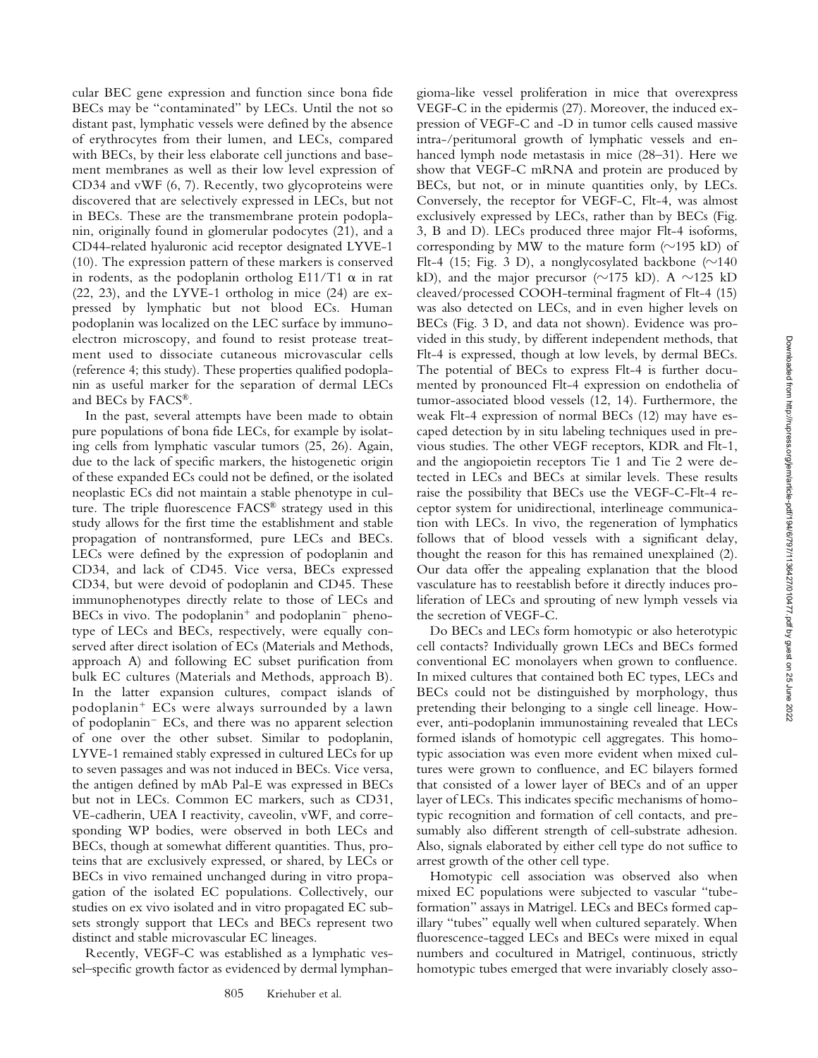cular BEC gene expression and function since bona fide BECs may be "contaminated" by LECs. Until the not so distant past, lymphatic vessels were defined by the absence of erythrocytes from their lumen, and LECs, compared with BECs, by their less elaborate cell junctions and basement membranes as well as their low level expression of CD34 and vWF (6, 7). Recently, two glycoproteins were discovered that are selectively expressed in LECs, but not in BECs. These are the transmembrane protein podoplanin, originally found in glomerular podocytes (21), and a CD44-related hyaluronic acid receptor designated LYVE-1 (10). The expression pattern of these markers is conserved in rodents, as the podoplanin ortholog E11/T1 $\alpha$ in rat (22, 23), and the LYVE-1 ortholog in mice (24) are expressed by lymphatic but not blood ECs. Human podoplanin was localized on the LEC surface by immunoelectron microscopy, and found to resist protease treatment used to dissociate cutaneous microvascular cells (reference 4; this study). These properties qualified podoplanin as useful marker for the separation of dermal LECs and BECs by FACS®.

In the past, several attempts have been made to obtain pure populations of bona fide LECs, for example by isolating cells from lymphatic vascular tumors (25, 26). Again, due to the lack of specific markers, the histogenetic origin of these expanded ECs could not be defined, or the isolated neoplastic ECs did not maintain a stable phenotype in culture. The triple fluorescence FACS® strategy used in this study allows for the first time the establishment and stable propagation of nontransformed, pure LECs and BECs. LECs were defined by the expression of podoplanin and CD34, and lack of CD45. Vice versa, BECs expressed CD34, but were devoid of podoplanin and CD45. These immunophenotypes directly relate to those of LECs and BECs in vivo. The podoplanin$^+$ and podoplanin$^-$ phenotype of LECs and BECs, respectively, were equally conserved after direct isolation of ECs (Materials and Methods, approach A) and following EC subset purification from bulk EC cultures (Materials and Methods, approach B). In the latter expansion cultures, compact islands of podoplanin$^+$ ECs were always surrounded by a lawn of podoplanin$^-$ ECs, and there was no apparent selection of one over the other subset. Similar to podoplanin, LYVE-1 remained stably expressed in cultured LECs for up to seven passages and was not induced in BECs. Vice versa, the antigen defined by mAb Pal-E was expressed in BECs but not in LECs. Common EC markers, such as CD31, VE-cadherin, UEA I reactivity, caveolin, vWF, and corresponding WP bodies, were observed in both LECs and BECs, though at somewhat different quantities. Thus, proteins that are exclusively expressed, or shared, by LECs or BECs in vivo remained unchanged during in vitro propagation of the isolated EC populations. Collectively, our studies on ex vivo isolated and in vitro propagated EC subsets strongly support that LECs and BECs represent two distinct and stable microvascular EC lineages.

Recently, VEGF-C was established as a lymphatic vessel–specific growth factor as evidenced by dermal lymphangioma-like vessel proliferation in mice that overexpress VEGF-C in the epidermis (27). Moreover, the induced expression of VEGF-C and -D in tumor cells caused massive intra-/peritumoral growth of lymphatic vessels and enhanced lymph node metastasis in mice (28–31). Here we show that VEGF-C mRNA and protein are produced by BECs, but not, or in minute quantities only, by LECs. Conversely, the receptor for VEGF-C, Flt-4, was almost exclusively expressed by LECs, rather than by BECs (Fig. 3, B and D). LECs produced three major Flt-4 isoforms, corresponding by MW to the mature form (~195 kD) of Flt-4 (15; Fig. 3 D), a nonglycosylated backbone (~140 kD), and the major precursor (~175 kD). A ~125 kD cleaved/processed COOH-terminal fragment of Flt-4 (15) was also detected on LECs, and in even higher levels on BECs (Fig. 3 D, and data not shown). Evidence was provided in this study, by different independent methods, that Flt-4 is expressed, though at low levels, by dermal BECs. The potential of BECs to express Flt-4 is further documented by pronounced Flt-4 expression on endothelia of tumor-associated blood vessels (12, 14). Furthermore, the weak Flt-4 expression of normal BECs (12) may have escaped detection by in situ labeling techniques used in previous studies. The other VEGF receptors, KDR and Flt-1, and the angiopoietin receptors Tie 1 and Tie 2 were detected in LECs and BECs at similar levels. These results raise the possibility that BECs use the VEGF-C–Flt-4 receptor system for unidirectional, interlineage communication with LECs. In vivo, the regeneration of lymphatics follows that of blood vessels with a significant delay, thought the reason for this has remained unexplained (2). Our data offer the appealing explanation that the blood vasculature has to reestablish before it directly induces proliferation of LECs and sprouting of new lymph vessels via the secretion of VEGF-C.

Do BECs and LECs form homotypic or also heterotypic cell contacts? Individually grown LECs and BECs formed conventional EC monolayers when grown to confluence. In mixed cultures that contained both EC types, LECs and BECs could not be distinguished by morphology, thus pretending their belonging to a single cell lineage. However, anti-podoplanin immunostaining revealed that LECs formed islands of homotypic cell aggregates. This homotypic association was even more evident when mixed cultures were grown to confluence, and EC bilayers formed that consisted of a lower layer of BECs and of an upper layer of LECs. This indicates specific mechanisms of homotypic recognition and formation of cell contacts, and presumably also different strength of cell-substrate adhesion. Also, signals elaborated by either cell type do not suffice to arrest growth of the other cell type.

Homotypic cell association was observed also when mixed EC populations were subjected to vascular "tube-formation" assays in Matrigel. LECs and BECs formed capillary "tubes" equally well when cultured separately. When fluorescence-tagged LECs and BECs were mixed in equal numbers and cocultured in Matrigel, continuous, strictly homotypic tubes emerged that were invariably closely asso-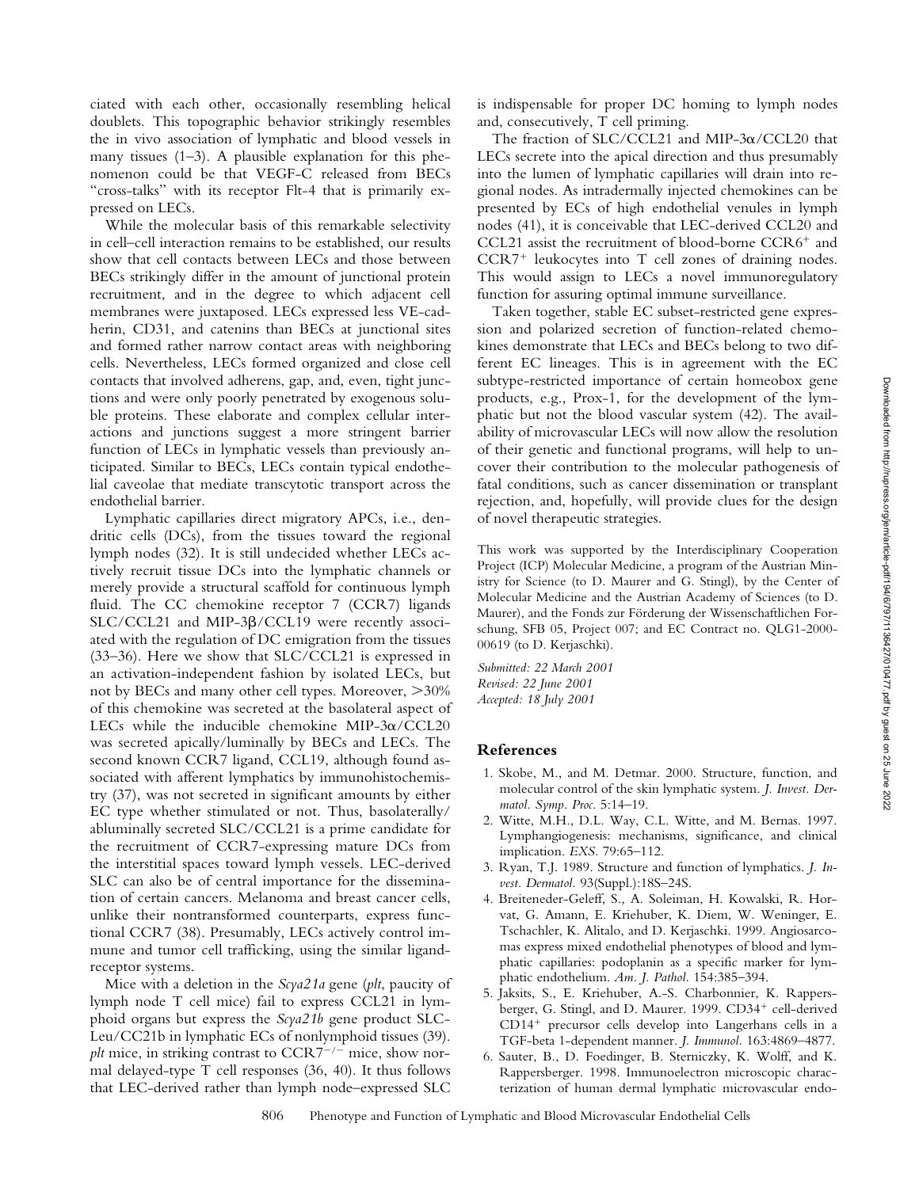ciated with each other, occasionally resembling helical doublets. This topographic behavior strikingly resembles the in vivo association of lymphatic and blood vessels in many tissues (1–3). A plausible explanation for this phenomenon could be that VEGF-C released from BECs "cross-talks" with its receptor Flt-4 that is primarily expressed on LECs.

While the molecular basis of this remarkable selectivity in cell–cell interaction remains to be established, our results show that cell contacts between LECs and those between BECs strikingly differ in the amount of junctional protein recruitment, and in the degree to which adjacent cell membranes were juxtaposed. LECs expressed less VE-cadherin, CD31, and catenins than BECs at junctional sites and formed rather narrow contact areas with neighboring cells. Nevertheless, LECs formed organized and close cell contacts that involved adherens, gap, and, even, tight junctions and were only poorly penetrated by exogenous soluble proteins. These elaborate and complex cellular interactions and junctions suggest a more stringent barrier function of LECs in lymphatic vessels than previously anticipated. Similar to BECs, LECs contain typical endothelial caveolae that mediate transcytotic transport across the endothelial barrier.

Lymphatic capillaries direct migratory APCs, i.e., dendritic cells (DCs), from the tissues toward the regional lymph nodes (32). It is still undecided whether LECs actively recruit tissue DCs into the lymphatic channels or merely provide a structural scaffold for continuous lymph fluid. The CC chemokine receptor 7 (CCR7) ligands SLC/CCL21 and MIP-3β/CCL19 were recently associated with the regulation of DC emigration from the tissues (33–36). Here we show that SLC/CCL21 is expressed in an activation-independent fashion by isolated LECs, but not by BECs and many other cell types. Moreover, >30% of this chemokine was secreted at the basolateral aspect of LECs while the inducible chemokine MIP-3α/CCL20 was secreted apically/luminally by BECs and LECs. The second known CCR7 ligand, CCL19, although found associated with afferent lymphatics by immunohistochemistry (37), was not secreted in significant amounts by either EC type whether stimulated or not. Thus, basolaterally/abluminally secreted SLC/CCL21 is a prime candidate for the recruitment of CCR7-expressing mature DCs from the interstitial spaces toward lymph vessels. LEC-derived SLC can also be of central importance for the dissemination of certain cancers. Melanoma and breast cancer cells, unlike their nontransformed counterparts, express functional CCR7 (38). Presumably, LECs actively control immune and tumor cell trafficking, using the similar ligand-receptor systems.

Mice with a deletion in the *Scya21a* gene (*plt*, paucity of lymph node T cell mice) fail to express CCL21 in lymphoid organs but express the *Scya21b* gene product SLC-Leu/CC21b in lymphatic ECs of nonlymphoid tissues (39). *plt* mice, in striking contrast to $CCR7^{-/-}$ mice, show normal delayed-type T cell responses (36, 40). It thus follows that LEC-derived rather than lymph node–expressed SLC is indispensable for proper DC homing to lymph nodes and, consecutively, T cell priming.

The fraction of SLC/CCL21 and MIP-3α/CCL20 that LECs secrete into the apical direction and thus presumably into the lumen of lymphatic capillaries will drain into regional nodes. As intradermally injected chemokines can be presented by ECs of high endothelial venules in lymph nodes (41), it is conceivable that LEC-derived CCL20 and CCL21 assist the recruitment of blood-borne $CCR6^+$ and $CCR7^+$ leukocytes into T cell zones of draining nodes. This would assign to LECs a novel immunoregulatory function for assuring optimal immune surveillance.

Taken together, stable EC subset-restricted gene expression and polarized secretion of function-related chemokines demonstrate that LECs and BECs belong to two different EC lineages. This is in agreement with the EC subtype-restricted importance of certain homeobox gene products, e.g., Prox-1, for the development of the lymphatic but not the blood vascular system (42). The availability of microvascular LECs will now allow the resolution of their genetic and functional programs, will help to uncover their contribution to the molecular pathogenesis of fatal conditions, such as cancer dissemination or transplant rejection, and, hopefully, will provide clues for the design of novel therapeutic strategies.

This work was supported by the Interdisciplinary Cooperation Project (ICP) Molecular Medicine, a program of the Austrian Ministry for Science (to D. Maurer and G. Stingl), by the Center of Molecular Medicine and the Austrian Academy of Sciences (to D. Maurer), and the Fonds zur Förderung der Wissenschaftlichen Forschung, SFB 05, Project 007; and EC Contract no. QLG1-2000-00619 (to D. Kerjaschki).

*Submitted: 22 March 2001*
*Revised: 22 June 2001*
*Accepted: 18 July 2001*

## References

1. Skobe, M., and M. Detmar. 2000. Structure, function, and molecular control of the skin lymphatic system. *J. Invest. Dermatol. Symp. Proc.* 5:14–19.
2. Witte, M.H., D.L. Way, C.L. Witte, and M. Bernas. 1997. Lymphangiogenesis: mechanisms, significance, and clinical implication. *EXS.* 79:65–112.
3. Ryan, T.J. 1989. Structure and function of lymphatics. *J. Invest. Dermatol.* 93(Suppl.):18S–24S.
4. Breiteneder-Geleff, S., A. Soleiman, H. Kowalski, R. Horvat, G. Amann, E. Kriehuber, K. Diem, W. Weninger, E. Tschachler, K. Alitalo, and D. Kerjaschki. 1999. Angiosarcomas express mixed endothelial phenotypes of blood and lymphatic capillaries: podoplanin as a specific marker for lymphatic endothelium. *Am. J. Pathol.* 154:385–394.
5. Jaksits, S., E. Kriehuber, A.-S. Charbonnier, K. Rappersberger, G. Stingl, and D. Maurer. 1999. $CD34^+$ cell-derived $CD14^+$ precursor cells develop into Langerhans cells in a TGF-beta 1-dependent manner. *J. Immunol.* 163:4869–4877.
6. Sauter, B., D. Foedinger, B. Sterniczky, K. Wolff, and K. Rappersberger. 1998. Immunoelectron microscopic characterization of human dermal lymphatic microvascular endo-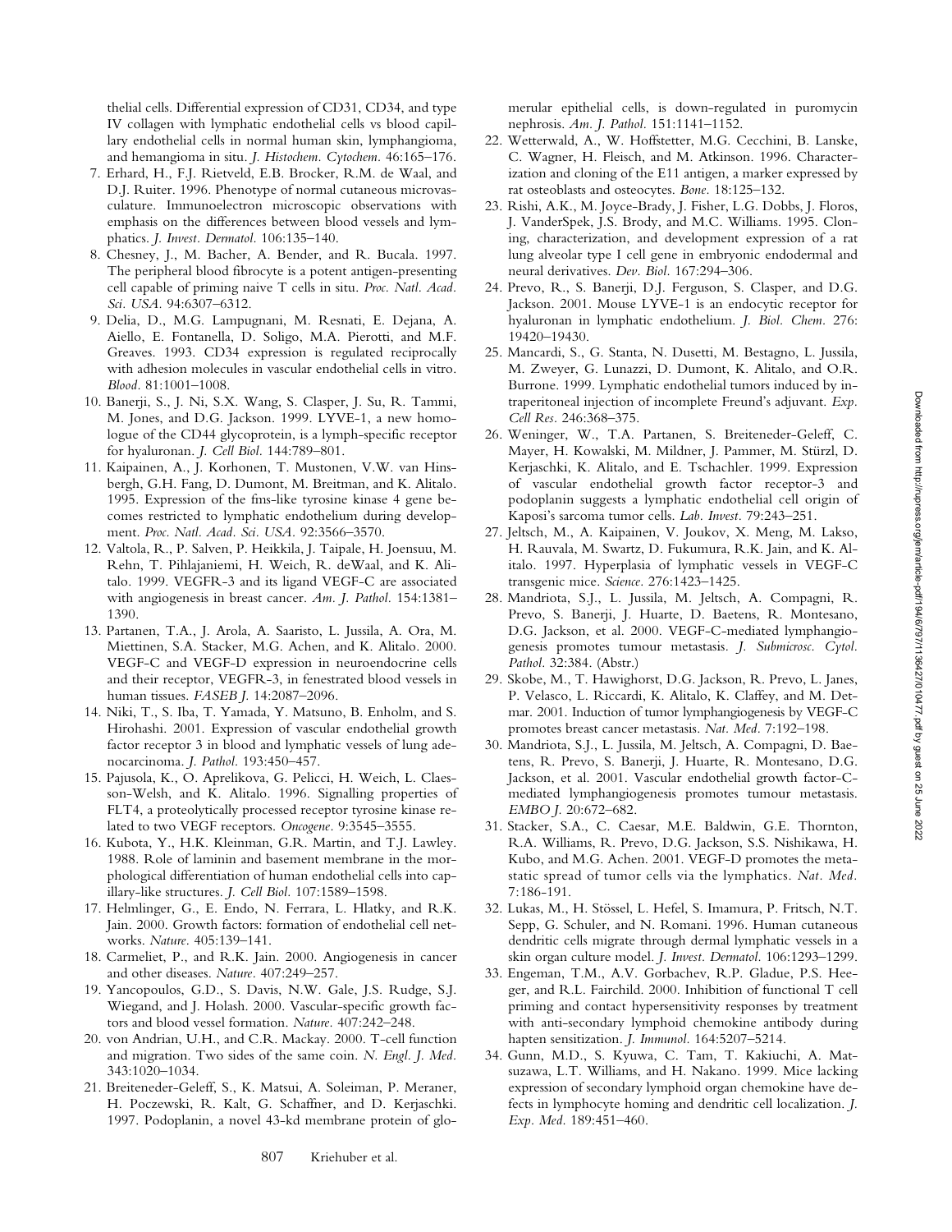thelial cells. Differential expression of CD31, CD34, and type IV collagen with lymphatic endothelial cells vs blood capillary endothelial cells in normal human skin, lymphangioma, and hemangioma in situ. *J. Histochem. Cytochem.* 46:165–176.

7. Erhard, H., F.J. Rietveld, E.B. Brocker, R.M. de Waal, and D.J. Ruiter. 1996. Phenotype of normal cutaneous microvasculature. Immunoelectron microscopic observations with emphasis on the differences between blood vessels and lymphatics. *J. Invest. Dermatol.* 106:135–140.
8. Chesney, J., M. Bacher, A. Bender, and R. Bucala. 1997. The peripheral blood fibrocyte is a potent antigen-presenting cell capable of priming naive T cells in situ. *Proc. Natl. Acad. Sci. USA.* 94:6307–6312.
9. Delia, D., M.G. Lampugnani, M. Resnati, E. Dejana, A. Aiello, E. Fontanella, D. Soligo, M.A. Pierotti, and M.F. Greaves. 1993. CD34 expression is regulated reciprocally with adhesion molecules in vascular endothelial cells in vitro. *Blood.* 81:1001–1008.
10. Banerji, S., J. Ni, S.X. Wang, S. Clasper, J. Su, R. Tammi, M. Jones, and D.G. Jackson. 1999. LYVE-1, a new homologue of the CD44 glycoprotein, is a lymph-specific receptor for hyaluronan. *J. Cell Biol.* 144:789–801.
11. Kaipainen, A., J. Korhonen, T. Mustonen, V.W. van Hinsbergh, G.H. Fang, D. Dumont, M. Breitman, and K. Alitalo. 1995. Expression of the fms-like tyrosine kinase 4 gene becomes restricted to lymphatic endothelium during development. *Proc. Natl. Acad. Sci. USA.* 92:3566–3570.
12. Valtola, R., P. Salven, P. Heikkila, J. Taipale, H. Joensuu, M. Rehn, T. Pihlajaniemi, H. Weich, R. deWaal, and K. Alitalo. 1999. VEGFR-3 and its ligand VEGF-C are associated with angiogenesis in breast cancer. *Am. J. Pathol.* 154:1381–1390.
13. Partanen, T.A., J. Arola, A. Saaristo, L. Jussila, A. Ora, M. Miettinen, S.A. Stacker, M.G. Achen, and K. Alitalo. 2000. VEGF-C and VEGF-D expression in neuroendocrine cells and their receptor, VEGFR-3, in fenestrated blood vessels in human tissues. *FASEB J.* 14:2087–2096.
14. Niki, T., S. Iba, T. Yamada, Y. Matsuno, B. Enholm, and S. Hirohashi. 2001. Expression of vascular endothelial growth factor receptor 3 in blood and lymphatic vessels of lung adenocarcinoma. *J. Pathol.* 193:450–457.
15. Pajusola, K., O. Aprelikova, G. Pelicci, H. Weich, L. Claesson-Welsh, and K. Alitalo. 1996. Signalling properties of FLT4, a proteolytically processed receptor tyrosine kinase related to two VEGF receptors. *Oncogene.* 9:3545–3555.
16. Kubota, Y., H.K. Kleinman, G.R. Martin, and T.J. Lawley. 1988. Role of laminin and basement membrane in the morphological differentiation of human endothelial cells into capillary-like structures. *J. Cell Biol.* 107:1589–1598.
17. Helmlinger, G., E. Endo, N. Ferrara, L. Hlatky, and R.K. Jain. 2000. Growth factors: formation of endothelial cell networks. *Nature.* 405:139–141.
18. Carmeliet, P., and R.K. Jain. 2000. Angiogenesis in cancer and other diseases. *Nature.* 407:249–257.
19. Yancopoulos, G.D., S. Davis, N.W. Gale, J.S. Rudge, S.J. Wiegand, and J. Holash. 2000. Vascular-specific growth factors and blood vessel formation. *Nature.* 407:242–248.
20. von Andrian, U.H., and C.R. Mackay. 2000. T-cell function and migration. Two sides of the same coin. *N. Engl. J. Med.* 343:1020–1034.
21. Breiteneder-Geleff, S., K. Matsui, A. Soleiman, P. Meraner, H. Poczewski, R. Kalt, G. Schaffner, and D. Kerjaschki. 1997. Podoplanin, a novel 43-kd membrane protein of glomerular epithelial cells, is down-regulated in puromycin nephrosis. *Am. J. Pathol.* 151:1141–1152.
22. Wetterwald, A., W. Hoffstetter, M.G. Cecchini, B. Lanske, C. Wagner, H. Fleisch, and M. Atkinson. 1996. Characterization and cloning of the E11 antigen, a marker expressed by rat osteoblasts and osteocytes. *Bone.* 18:125–132.
23. Rishi, A.K., M. Joyce-Brady, J. Fisher, L.G. Dobbs, J. Floros, J. VanderSpek, J.S. Brody, and M.C. Williams. 1995. Cloning, characterization, and development expression of a rat lung alveolar type I cell gene in embryonic endodermal and neural derivatives. *Dev. Biol.* 167:294–306.
24. Prevo, R., S. Banerji, D.J. Ferguson, S. Clasper, and D.G. Jackson. 2001. Mouse LYVE-1 is an endocytic receptor for hyaluronan in lymphatic endothelium. *J. Biol. Chem.* 276: 19420–19430.
25. Mancardi, S., G. Stanta, N. Dusetti, M. Bestagno, L. Jussila, M. Zweyer, G. Lunazzi, D. Dumont, K. Alitalo, and O.R. Burrone. 1999. Lymphatic endothelial tumors induced by intraperitoneal injection of incomplete Freund's adjuvant. *Exp. Cell Res.* 246:368–375.
26. Weninger, W., T.A. Partanen, S. Breiteneder-Geleff, C. Mayer, H. Kowalski, M. Mildner, J. Pammer, M. Stürzl, D. Kerjaschki, K. Alitalo, and E. Tschachler. 1999. Expression of vascular endothelial growth factor receptor-3 and podoplanin suggests a lymphatic endothelial cell origin of Kaposi's sarcoma tumor cells. *Lab. Invest.* 79:243–251.
27. Jeltsch, M., A. Kaipainen, V. Joukov, X. Meng, M. Lakso, H. Rauvala, M. Swartz, D. Fukumura, R.K. Jain, and K. Alitalo. 1997. Hyperplasia of lymphatic vessels in VEGF-C transgenic mice. *Science.* 276:1423–1425.
28. Mandriota, S.J., L. Jussila, M. Jeltsch, A. Compagni, R. Prevo, S. Banerji, J. Huarte, D. Baetens, R. Montesano, D.G. Jackson, et al. 2000. VEGF-C-mediated lymphangiogenesis promotes tumour metastasis. *J. Submicrosc. Cytol. Pathol.* 32:384. (Abstr.)
29. Skobe, M., T. Hawighorst, D.G. Jackson, R. Prevo, L. Janes, P. Velasco, L. Riccardi, K. Alitalo, K. Claffey, and M. Detmar. 2001. Induction of tumor lymphangiogenesis by VEGF-C promotes breast cancer metastasis. *Nat. Med.* 7:192–198.
30. Mandriota, S.J., L. Jussila, M. Jeltsch, A. Compagni, D. Baetens, R. Prevo, S. Banerji, J. Huarte, R. Montesano, D.G. Jackson, et al. 2001. Vascular endothelial growth factor-C-mediated lymphangiogenesis promotes tumour metastasis. *EMBO J.* 20:672–682.
31. Stacker, S.A., C. Caesar, M.E. Baldwin, G.E. Thornton, R.A. Williams, R. Prevo, D.G. Jackson, S.S. Nishikawa, H. Kubo, and M.G. Achen. 2001. VEGF-D promotes the metastatic spread of tumor cells via the lymphatics. *Nat. Med.* 7:186-191.
32. Lukas, M., H. Stössel, L. Hefel, S. Imamura, P. Fritsch, N.T. Sepp, G. Schuler, and N. Romani. 1996. Human cutaneous dendritic cells migrate through dermal lymphatic vessels in a skin organ culture model. *J. Invest. Dermatol.* 106:1293–1299.
33. Engeman, T.M., A.V. Gorbachev, R.P. Gladue, P.S. Heeger, and R.L. Fairchild. 2000. Inhibition of functional T cell priming and contact hypersensitivity responses by treatment with anti-secondary lymphoid chemokine antibody during hapten sensitization. *J. Immunol.* 164:5207–5214.
34. Gunn, M.D., S. Kyuwa, C. Tam, T. Kakiuchi, A. Matsuzawa, L.T. Williams, and H. Nakano. 1999. Mice lacking expression of secondary lymphoid organ chemokine have defects in lymphocyte homing and dendritic cell localization. *J. Exp. Med.* 189:451–460.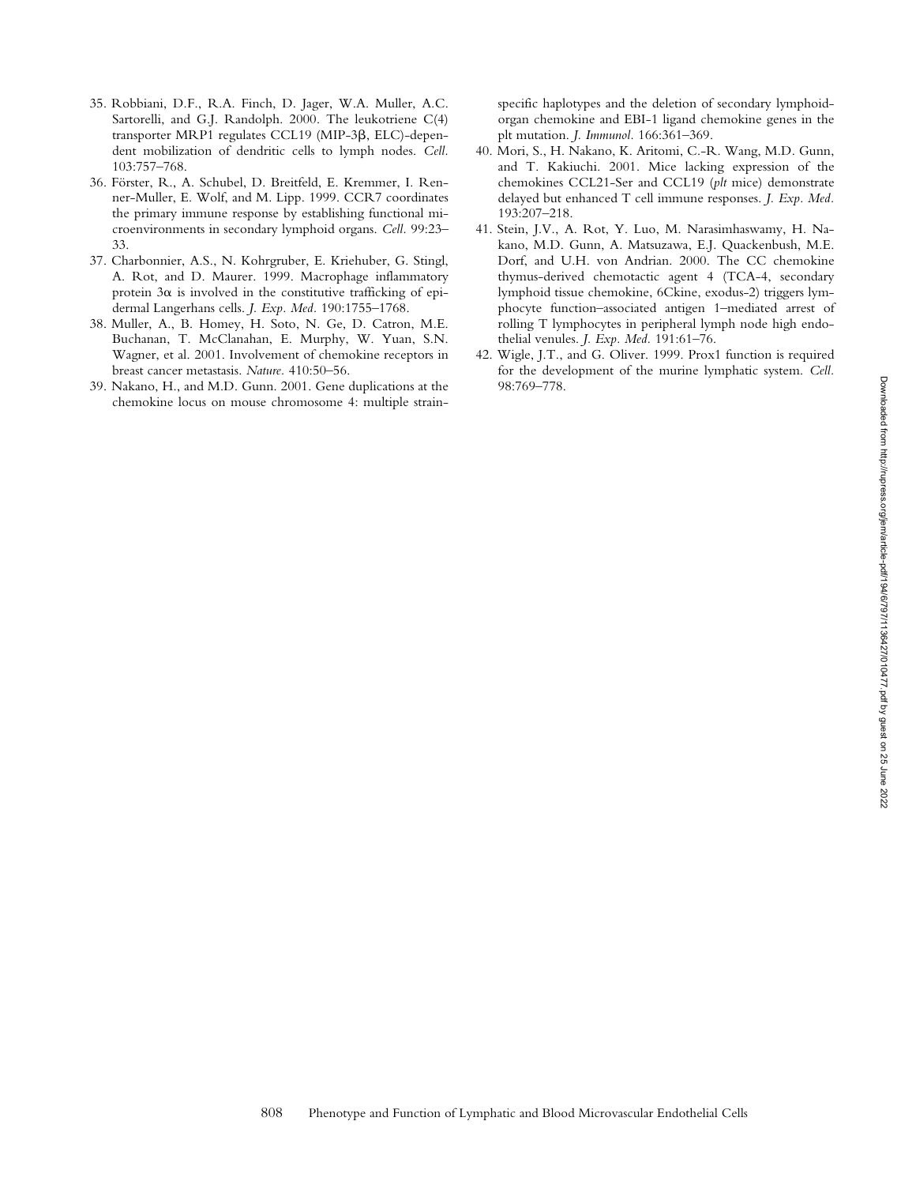35. Robbiani, D.F., R.A. Finch, D. Jager, W.A. Muller, A.C. Sartorelli, and G.J. Randolph. 2000. The leukotriene C(4) transporter MRP1 regulates CCL19 (MIP-3β, ELC)-dependent mobilization of dendritic cells to lymph nodes. *Cell.* 103:757–768.
36. Förster, R., A. Schubel, D. Breitfeld, E. Kremmer, I. Renner-Muller, E. Wolf, and M. Lipp. 1999. CCR7 coordinates the primary immune response by establishing functional microenvironments in secondary lymphoid organs. *Cell.* 99:23–33.
37. Charbonnier, A.S., N. Kohrgruber, E. Kriehuber, G. Stingl, A. Rot, and D. Maurer. 1999. Macrophage inflammatory protein 3α is involved in the constitutive trafficking of epidermal Langerhans cells. *J. Exp. Med.* 190:1755–1768.
38. Muller, A., B. Homey, H. Soto, N. Ge, D. Catron, M.E. Buchanan, T. McClanahan, E. Murphy, W. Yuan, S.N. Wagner, et al. 2001. Involvement of chemokine receptors in breast cancer metastasis. *Nature.* 410:50–56.
39. Nakano, H., and M.D. Gunn. 2001. Gene duplications at the chemokine locus on mouse chromosome 4: multiple strain-specific haplotypes and the deletion of secondary lymphoid-organ chemokine and EBI-1 ligand chemokine genes in the plt mutation. *J. Immunol.* 166:361–369.
40. Mori, S., H. Nakano, K. Aritomi, C.-R. Wang, M.D. Gunn, and T. Kakiuchi. 2001. Mice lacking expression of the chemokines CCL21-Ser and CCL19 (*plt* mice) demonstrate delayed but enhanced T cell immune responses. *J. Exp. Med.* 193:207–218.
41. Stein, J.V., A. Rot, Y. Luo, M. Narasimhaswamy, H. Nakano, M.D. Gunn, A. Matsuzawa, E.J. Quackenbush, M.E. Dorf, and U.H. von Andrian. 2000. The CC chemokine thymus-derived chemotactic agent 4 (TCA-4, secondary lymphoid tissue chemokine, 6Ckine, exodus-2) triggers lymphocyte function–associated antigen 1–mediated arrest of rolling T lymphocytes in peripheral lymph node high endothelial venules. *J. Exp. Med.* 191:61–76.
42. Wigle, J.T., and G. Oliver. 1999. Prox1 function is required for the development of the murine lymphatic system. *Cell.* 98:769–778.